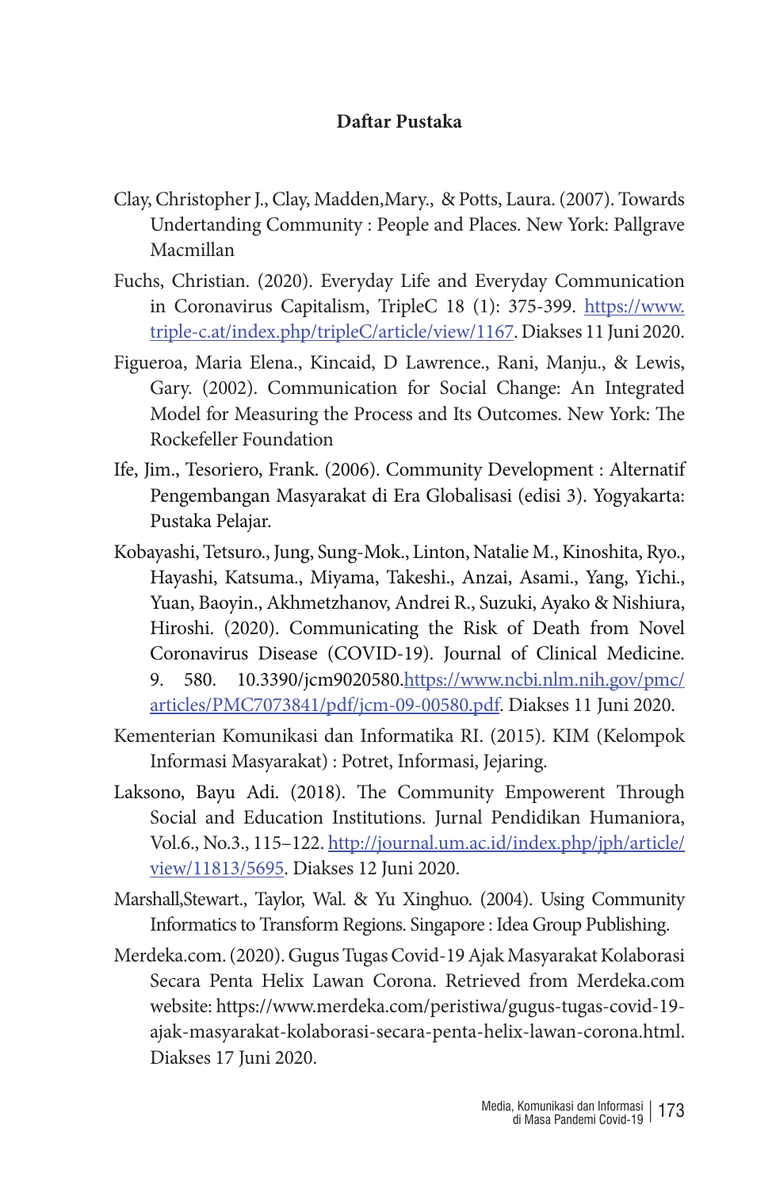# Daftar Pustaka

Clay, Christopher J., Clay, Madden,Mary., & Potts, Laura. (2007). Towards Undertanding Community : People and Places. New York: Pallgrave Macmillan

Fuchs, Christian. (2020). Everyday Life and Everyday Communication in Coronavirus Capitalism, TripleC 18 (1): 375-399. https://www.triple-c.at/index.php/tripleC/article/view/1167. Diakses 11 Juni 2020.

Figueroa, Maria Elena., Kincaid, D Lawrence., Rani, Manju., & Lewis, Gary. (2002). Communication for Social Change: An Integrated Model for Measuring the Process and Its Outcomes. New York: The Rockefeller Foundation

Ife, Jim., Tesoriero, Frank. (2006). Community Development : Alternatif Pengembangan Masyarakat di Era Globalisasi (edisi 3). Yogyakarta: Pustaka Pelajar.

Kobayashi, Tetsuro., Jung, Sung-Mok., Linton, Natalie M., Kinoshita, Ryo., Hayashi, Katsuma., Miyama, Takeshi., Anzai, Asami., Yang, Yichi., Yuan, Baoyin., Akhmetzhanov, Andrei R., Suzuki, Ayako & Nishiura, Hiroshi. (2020). Communicating the Risk of Death from Novel Coronavirus Disease (COVID-19). Journal of Clinical Medicine. 9. 580. 10.3390/jcm9020580.https://www.ncbi.nlm.nih.gov/pmc/articles/PMC7073841/pdf/jcm-09-00580.pdf. Diakses 11 Juni 2020.

Kementerian Komunikasi dan Informatika RI. (2015). KIM (Kelompok Informasi Masyarakat) : Potret, Informasi, Jejaring.

Laksono, Bayu Adi. (2018). The Community Empowerent Through Social and Education Institutions. Jurnal Pendidikan Humaniora, Vol.6., No.3., 115–122. http://journal.um.ac.id/index.php/jph/article/view/11813/5695. Diakses 12 Juni 2020.

Marshall,Stewart., Taylor, Wal. & Yu Xinghuo. (2004). Using Community Informatics to Transform Regions. Singapore : Idea Group Publishing.

Merdeka.com. (2020). Gugus Tugas Covid-19 Ajak Masyarakat Kolaborasi Secara Penta Helix Lawan Corona. Retrieved from Merdeka.com website: https://www.merdeka.com/peristiwa/gugus-tugas-covid-19-ajak-masyarakat-kolaborasi-secara-penta-helix-lawan-corona.html. Diakses 17 Juni 2020.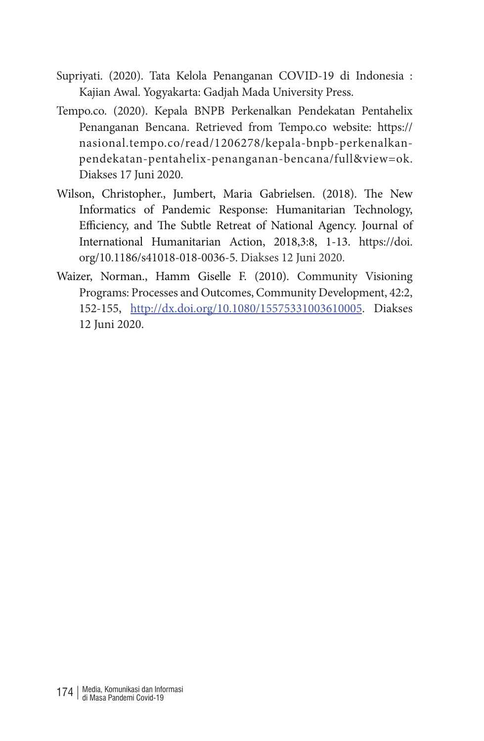Supriyati. (2020). Tata Kelola Penanganan COVID-19 di Indonesia : Kajian Awal. Yogyakarta: Gadjah Mada University Press.

Tempo.co. (2020). Kepala BNPB Perkenalkan Pendekatan Pentahelix Penanganan Bencana. Retrieved from Tempo.co website: https://nasional.tempo.co/read/1206278/kepala-bnpb-perkenalkan-pendekatan-pentahelix-penanganan-bencana/full&view=ok. Diakses 17 Juni 2020.

Wilson, Christopher., Jumbert, Maria Gabrielsen. (2018). The New Informatics of Pandemic Response: Humanitarian Technology, Efficiency, and The Subtle Retreat of National Agency. Journal of International Humanitarian Action, 2018,3:8, 1-13. https://doi.org/10.1186/s41018-018-0036-5. Diakses 12 Juni 2020.

Waizer, Norman., Hamm Giselle F. (2010). Community Visioning Programs: Processes and Outcomes, Community Development, 42:2, 152-155, http://dx.doi.org/10.1080/15575331003610005. Diakses 12 Juni 2020.